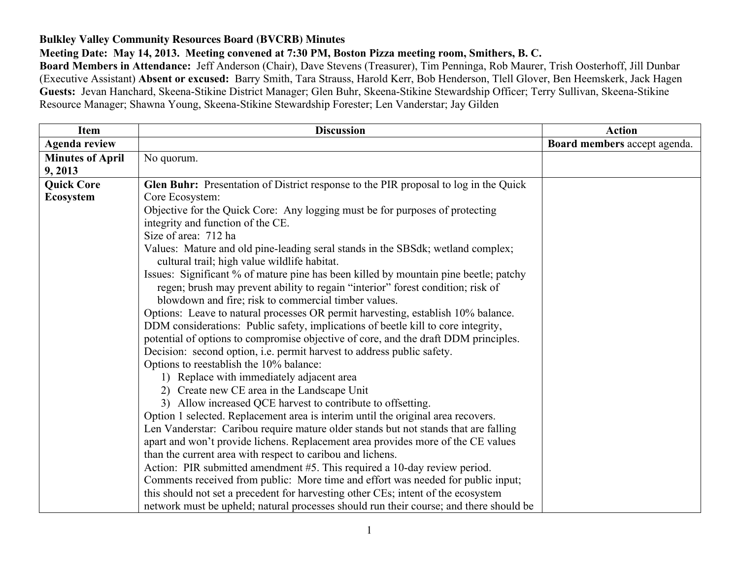**Bulkley Valley Community Resources Board (BVCRB) Minutes**

**Meeting Date: May 14, 2013. Meeting convened at 7:30 PM, Boston Pizza meeting room, Smithers, B. C.**

**Board Members in Attendance:** Jeff Anderson (Chair), Dave Stevens (Treasurer), Tim Penninga, Rob Maurer, Trish Oosterhoff, Jill Dunbar (Executive Assistant) **Absent or excused:** Barry Smith, Tara Strauss, Harold Kerr, Bob Henderson, Tlell Glover, Ben Heemskerk, Jack Hagen

**Guests:** Jevan Hanchard, Skeena-Stikine District Manager; Glen Buhr, Skeena-Stikine Stewardship Officer; Terry Sullivan, Skeena-Stikine Resource Manager; Shawna Young, Skeena-Stikine Stewardship Forester; Len Vanderstar; Jay Gilden

| Item | Discussion | Action |
|---|---|---|
| **Agenda review** | | **Board members** accept agenda. |
| **Minutes of April 9, 2013** | No quorum. | |
| **Quick Core Ecosystem** | **Glen Buhr:** Presentation of District response to the PIR proposal to log in the Quick Core Ecosystem:<br>Objective for the Quick Core: Any logging must be for purposes of protecting integrity and function of the CE.<br>Size of area: 712 ha<br>Values: Mature and old pine-leading seral stands in the SBSdk; wetland complex; cultural trail; high value wildlife habitat.<br>Issues: Significant % of mature pine has been killed by mountain pine beetle; patchy regen; brush may prevent ability to regain "interior" forest condition; risk of blowdown and fire; risk to commercial timber values.<br>Options: Leave to natural processes OR permit harvesting, establish 10% balance.<br>DDM considerations: Public safety, implications of beetle kill to core integrity, potential of options to compromise objective of core, and the draft DDM principles.<br>Decision: second option, i.e. permit harvest to address public safety.<br>Options to reestablish the 10% balance:<br>1) Replace with immediately adjacent area<br>2) Create new CE area in the Landscape Unit<br>3) Allow increased QCE harvest to contribute to offsetting.<br>Option 1 selected. Replacement area is interim until the original area recovers.<br>Len Vanderstar: Caribou require mature older stands but not stands that are falling apart and won't provide lichens. Replacement area provides more of the CE values than the current area with respect to caribou and lichens.<br>Action: PIR submitted amendment #5. This required a 10-day review period.<br>Comments received from public: More time and effort was needed for public input; this should not set a precedent for harvesting other CEs; intent of the ecosystem network must be upheld; natural processes should run their course; and there should be | |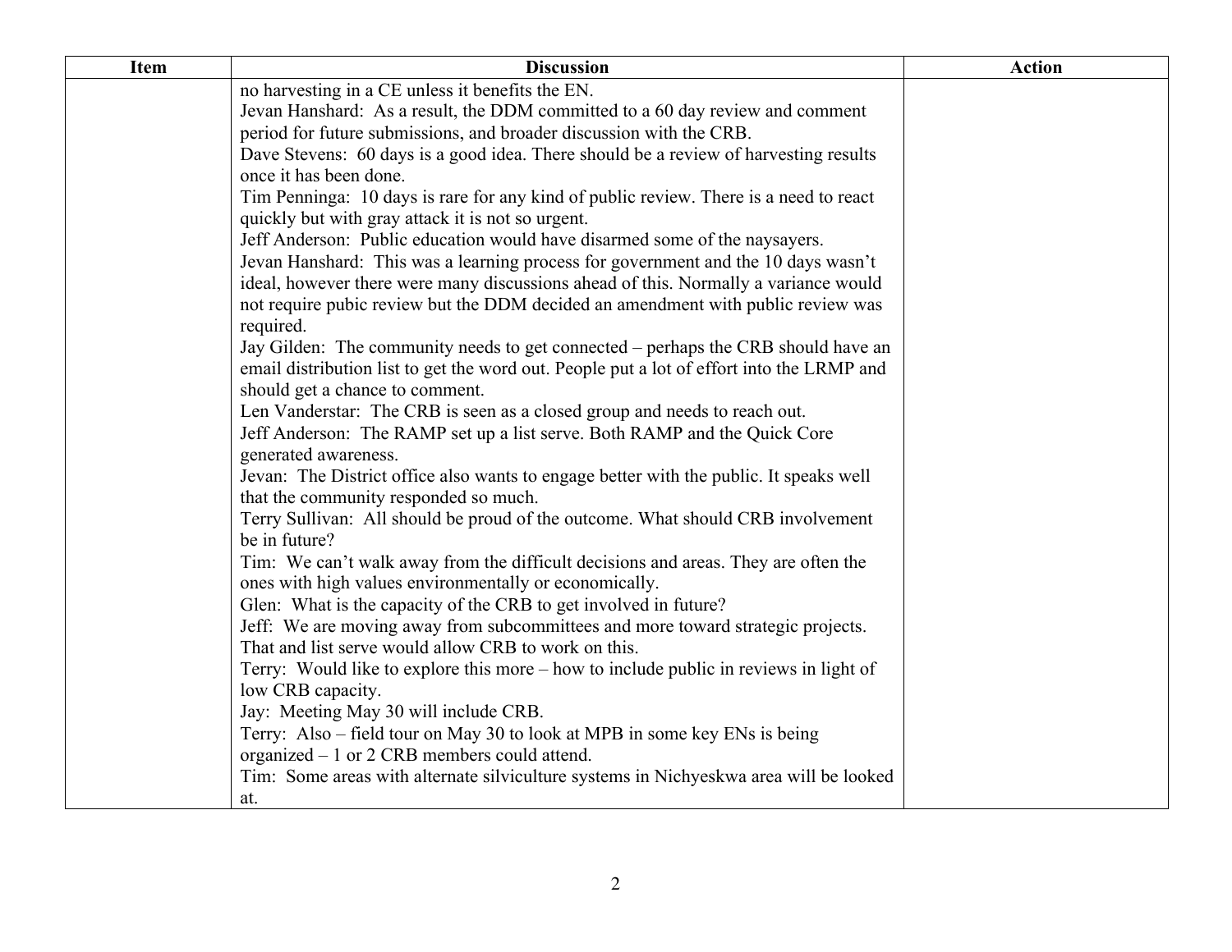| Item | Discussion | Action |
| --- | --- | --- |
| | no harvesting in a CE unless it benefits the EN.<br>Jevan Hanshard:  As a result, the DDM committed to a 60 day review and comment period for future submissions, and broader discussion with the CRB.<br>Dave Stevens:  60 days is a good idea. There should be a review of harvesting results once it has been done.<br>Tim Penninga:  10 days is rare for any kind of public review. There is a need to react quickly but with gray attack it is not so urgent.<br>Jeff Anderson:  Public education would have disarmed some of the naysayers.<br>Jevan Hanshard:  This was a learning process for government and the 10 days wasn't ideal, however there were many discussions ahead of this. Normally a variance would not require pubic review but the DDM decided an amendment with public review was required.<br>Jay Gilden:  The community needs to get connected – perhaps the CRB should have an email distribution list to get the word out. People put a lot of effort into the LRMP and should get a chance to comment.<br>Len Vanderstar:  The CRB is seen as a closed group and needs to reach out.<br>Jeff Anderson:  The RAMP set up a list serve. Both RAMP and the Quick Core generated awareness.<br>Jevan:  The District office also wants to engage better with the public. It speaks well that the community responded so much.<br>Terry Sullivan:  All should be proud of the outcome. What should CRB involvement be in future?<br>Tim:  We can't walk away from the difficult decisions and areas. They are often the ones with high values environmentally or economically.<br>Glen:  What is the capacity of the CRB to get involved in future?<br>Jeff:  We are moving away from subcommittees and more toward strategic projects. That and list serve would allow CRB to work on this.<br>Terry:  Would like to explore this more – how to include public in reviews in light of low CRB capacity.<br>Jay:  Meeting May 30 will include CRB.<br>Terry:  Also – field tour on May 30 to look at MPB in some key ENs is being organized – 1 or 2 CRB members could attend.<br>Tim:  Some areas with alternate silviculture systems in Nichyeskwa area will be looked at. | |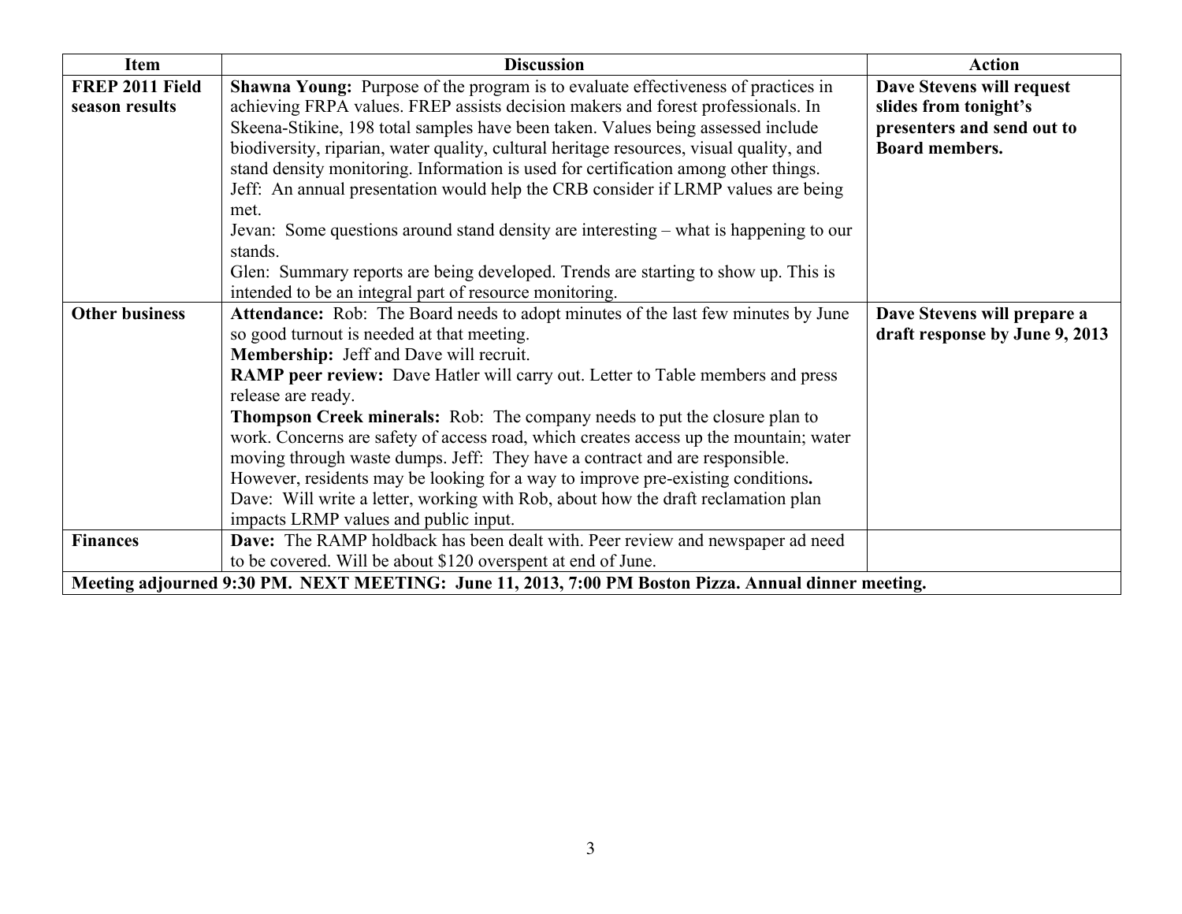| Item | Discussion | Action |
| --- | --- | --- |
| **FREP 2011 Field season results** | **Shawna Young:** Purpose of the program is to evaluate effectiveness of practices in achieving FRPA values. FREP assists decision makers and forest professionals. In Skeena-Stikine, 198 total samples have been taken. Values being assessed include biodiversity, riparian, water quality, cultural heritage resources, visual quality, and stand density monitoring. Information is used for certification among other things.<br>Jeff: An annual presentation would help the CRB consider if LRMP values are being met.<br>Jevan: Some questions around stand density are interesting – what is happening to our stands.<br>Glen: Summary reports are being developed. Trends are starting to show up. This is intended to be an integral part of resource monitoring. | **Dave Stevens will request slides from tonight's presenters and send out to Board members.** |
| **Other business** | **Attendance:** Rob: The Board needs to adopt minutes of the last few minutes by June so good turnout is needed at that meeting.<br>**Membership:** Jeff and Dave will recruit.<br>**RAMP peer review:** Dave Hatler will carry out. Letter to Table members and press release are ready.<br>**Thompson Creek minerals:** Rob: The company needs to put the closure plan to work. Concerns are safety of access road, which creates access up the mountain; water moving through waste dumps. Jeff: They have a contract and are responsible. However, residents may be looking for a way to improve pre-existing conditions**.**<br>Dave: Will write a letter, working with Rob, about how the draft reclamation plan impacts LRMP values and public input. | **Dave Stevens will prepare a draft response by June 9, 2013** |
| **Finances** | **Dave:** The RAMP holdback has been dealt with. Peer review and newspaper ad need to be covered. Will be about $120 overspent at end of June. | |
| **Meeting adjourned 9:30 PM. NEXT MEETING: June 11, 2013, 7:00 PM Boston Pizza. Annual dinner meeting.** | | |